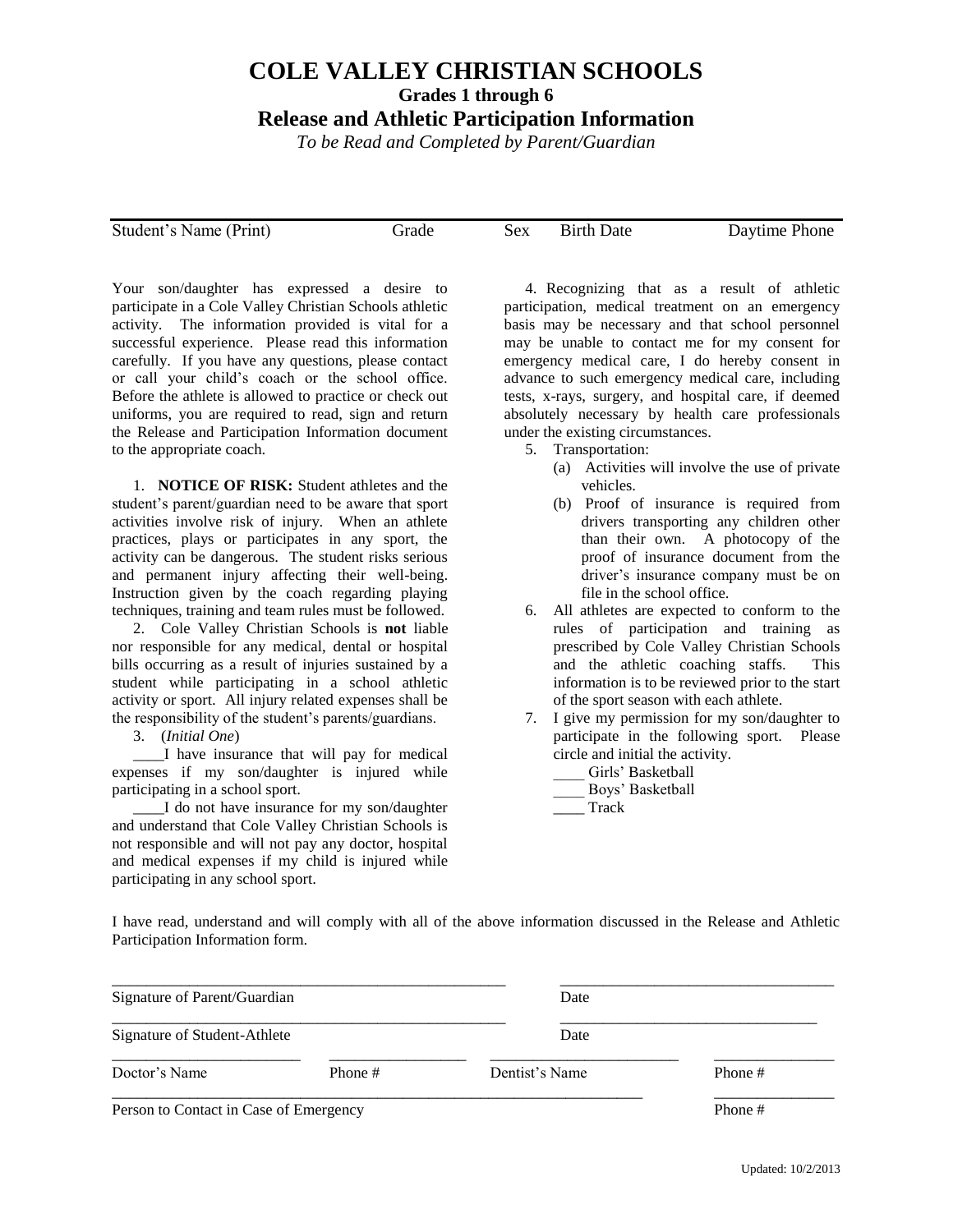# COLE VALLEY CHRISTIAN SCHOOLS

## Grades 1 through 6

## Release and Athletic Participation Information

*To be Read and Completed by Parent/Guardian*

| Student's Name (Print) | Grade | Sex | Birth Date | Daytime Phone |
|---|---|---|---|---|

Your son/daughter has expressed a desire to participate in a Cole Valley Christian Schools athletic activity. The information provided is vital for a successful experience. Please read this information carefully. If you have any questions, please contact or call your child's coach or the school office. Before the athlete is allowed to practice or check out uniforms, you are required to read, sign and return the Release and Participation Information document to the appropriate coach.

1. **NOTICE OF RISK:** Student athletes and the student's parent/guardian need to be aware that sport activities involve risk of injury. When an athlete practices, plays or participates in any sport, the activity can be dangerous. The student risks serious and permanent injury affecting their well-being. Instruction given by the coach regarding playing techniques, training and team rules must be followed.

2. Cole Valley Christian Schools is **not** liable nor responsible for any medical, dental or hospital bills occurring as a result of injuries sustained by a student while participating in a school athletic activity or sport. All injury related expenses shall be the responsibility of the student's parents/guardians.

3. (*Initial One*)

____I have insurance that will pay for medical expenses if my son/daughter is injured while participating in a school sport.

____I do not have insurance for my son/daughter and understand that Cole Valley Christian Schools is not responsible and will not pay any doctor, hospital and medical expenses if my child is injured while participating in any school sport.

4. Recognizing that as a result of athletic participation, medical treatment on an emergency basis may be necessary and that school personnel may be unable to contact me for my consent for emergency medical care, I do hereby consent in advance to such emergency medical care, including tests, x-rays, surgery, and hospital care, if deemed absolutely necessary by health care professionals under the existing circumstances.

5. Transportation:
   - (a) Activities will involve the use of private vehicles.
   - (b) Proof of insurance is required from drivers transporting any children other than their own. A photocopy of the proof of insurance document from the driver's insurance company must be on file in the school office.

6. All athletes are expected to conform to the rules of participation and training as prescribed by Cole Valley Christian Schools and the athletic coaching staffs. This information is to be reviewed prior to the start of the sport season with each athlete.

7. I give my permission for my son/daughter to participate in the following sport. Please circle and initial the activity.

   ____ Girls' Basketball
   ____ Boys' Basketball
   ____ Track

I have read, understand and will comply with all of the above information discussed in the Release and Athletic Participation Information form.

_______________________________ Signature of Parent/Guardian ____________________ Date

_______________________________ Signature of Student-Athlete ____________________ Date

________________ Doctor's Name ____________ Phone # ________________ Dentist's Name ____________ Phone #

_______________________________ Person to Contact in Case of Emergency ____________ Phone #

Updated: 10/2/2013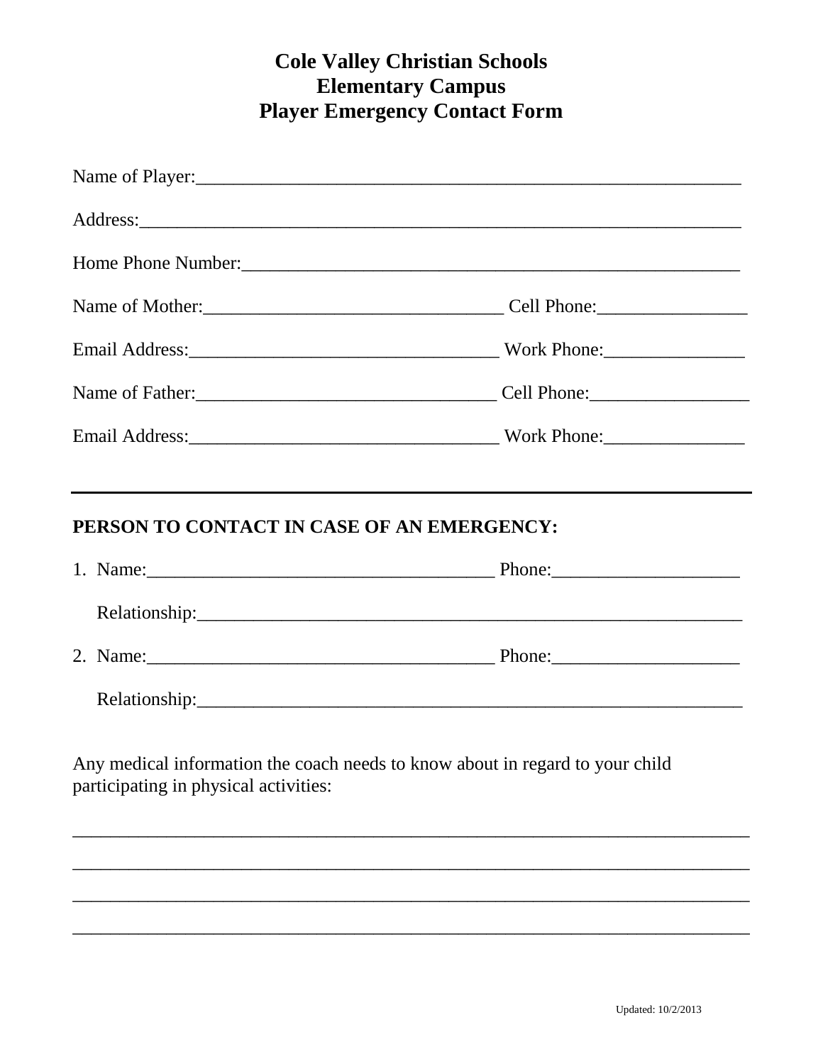# Cole Valley Christian Schools
# Elementary Campus
# Player Emergency Contact Form

Name of Player:____________________________________________________________

Address:__________________________________________________________________

Home Phone Number:_______________________________________________________

Name of Mother:________________________________ Cell Phone:________________

Email Address:_________________________________ Work Phone:_______________

Name of Father:________________________________ Cell Phone:_________________

Email Address:_________________________________ Work Phone:_______________

---

**PERSON TO CONTACT IN CASE OF AN EMERGENCY:**

1. Name:_____________________________________ Phone:____________________

   Relationship:___________________________________________________________

2. Name:_____________________________________ Phone:____________________

   Relationship:___________________________________________________________

Any medical information the coach needs to know about in regard to your child participating in physical activities:

__________________________________________________________________________

__________________________________________________________________________

__________________________________________________________________________

__________________________________________________________________________

Updated: 10/2/2013